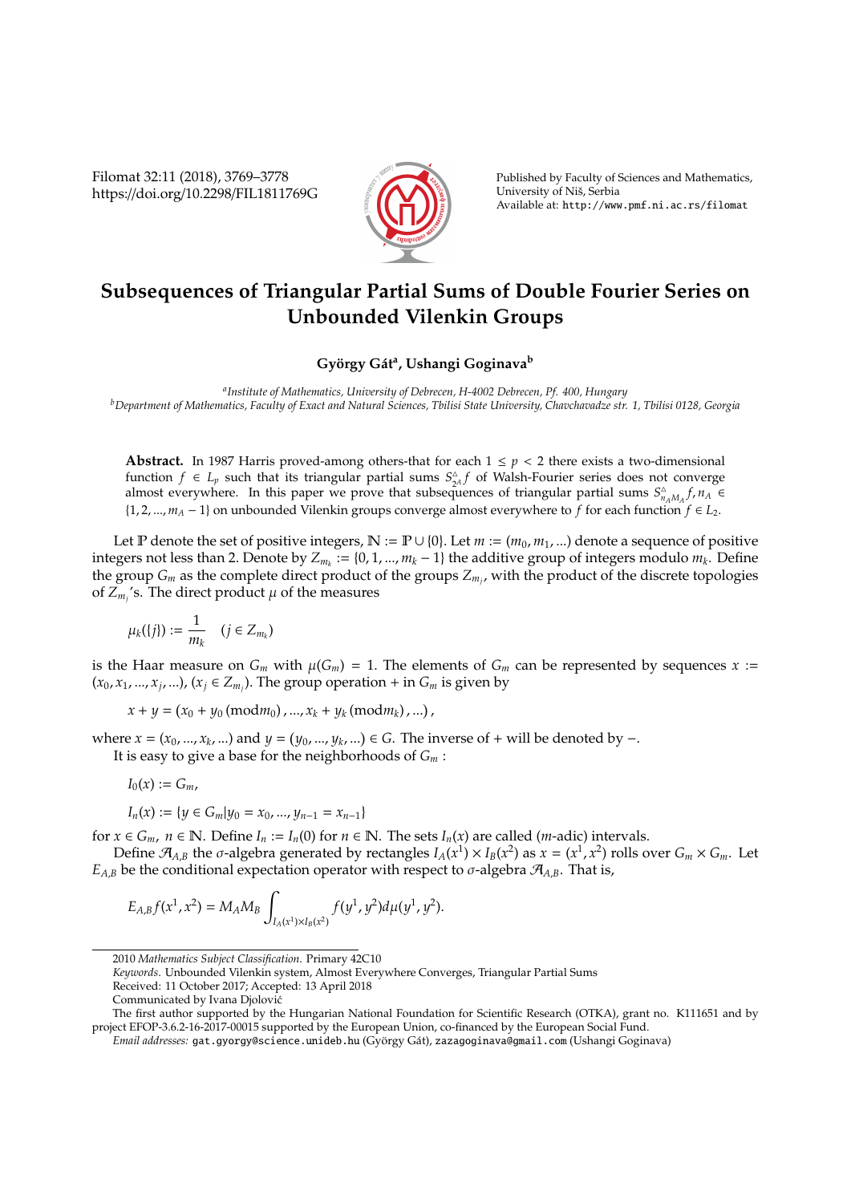# Subsequences of Triangular Partial Sums of Double Fourier Series on Unbounded Vilenkin Groups

**György Gát[a], Ushangi Goginava[b]**

[a]*Institute of Mathematics, University of Debrecen, H-4002 Debrecen, Pf. 400, Hungary*
[b]*Department of Mathematics, Faculty of Exact and Natural Sciences, Tbilisi State University, Chavchavadze str. 1, Tbilisi 0128, Georgia*

**Abstract.** In 1987 Harris proved-among others-that for each $1 \leq p < 2$ there exists a two-dimensional function $f \in L_p$ such that its triangular partial sums $S^{\triangle}_{2^A} f$ of Walsh-Fourier series does not converge almost everywhere. In this paper we prove that subsequences of triangular partial sums $S^{\triangle}_{n_A M_A} f, n_A \in \{1, 2, ..., m_A - 1\}$ on unbounded Vilenkin groups converge almost everywhere to $f$ for each function $f \in L_2$.

Let $\mathbb{P}$ denote the set of positive integers, $\mathbb{N} := \mathbb{P} \cup \{0\}$. Let $m := (m_0, m_1, ...)$ denote a sequence of positive integers not less than 2. Denote by $Z_{m_k} := \{0, 1, ..., m_k - 1\}$ the additive group of integers modulo $m_k$. Define the group $G_m$ as the complete direct product of the groups $Z_{m_j}$, with the product of the discrete topologies of $Z_{m_j}$'s. The direct product $\mu$ of the measures

$$\mu_k(\{j\}) := \frac{1}{m_k} \quad (j \in Z_{m_k})$$

is the Haar measure on $G_m$ with $\mu(G_m) = 1$. The elements of $G_m$ can be represented by sequences $x := (x_0, x_1, ..., x_j, ...)$, $(x_j \in Z_{m_j})$. The group operation $+$ in $G_m$ is given by

$$x + y = (x_0 + y_0 \,(\mathrm{mod} m_0), ..., x_k + y_k \,(\mathrm{mod} m_k), ...),$$

where $x = (x_0, ..., x_k, ...)$ and $y = (y_0, ..., y_k, ...) \in G$. The inverse of $+$ will be denoted by $-$.

It is easy to give a base for the neighborhoods of $G_m$ :

$$I_0(x) := G_m,$$

$$I_n(x) := \{y \in G_m | y_0 = x_0, ..., y_{n-1} = x_{n-1}\}$$

for $x \in G_m$, $n \in \mathbb{N}$. Define $I_n := I_n(0)$ for $n \in \mathbb{N}$. The sets $I_n(x)$ are called ($m$-adic) intervals.

Define $\mathcal{A}_{A,B}$ the $\sigma$-algebra generated by rectangles $I_A(x^1) \times I_B(x^2)$ as $x = (x^1, x^2)$ rolls over $G_m \times G_m$. Let $E_{A,B}$ be the conditional expectation operator with respect to $\sigma$-algebra $\mathcal{A}_{A,B}$. That is,

$$E_{A,B} f(x^1, x^2) = M_A M_B \int_{I_A(x^1) \times I_B(x^2)} f(y^1, y^2) d\mu(y^1, y^2).$$

---

2010 *Mathematics Subject Classification*. Primary 42C10

*Keywords*. Unbounded Vilenkin system, Almost Everywhere Converges, Triangular Partial Sums

Received: 11 October 2017; Accepted: 13 April 2018

Communicated by Ivana Djolović

The first author supported by the Hungarian National Foundation for Scientific Research (OTKA), grant no. K111651 and by project EFOP-3.6.2-16-2017-00015 supported by the European Union, co-financed by the European Social Fund.

*Email addresses:* gat.gyorgy@science.unideb.hu (György Gát), zazagoginava@gmail.com (Ushangi Goginava)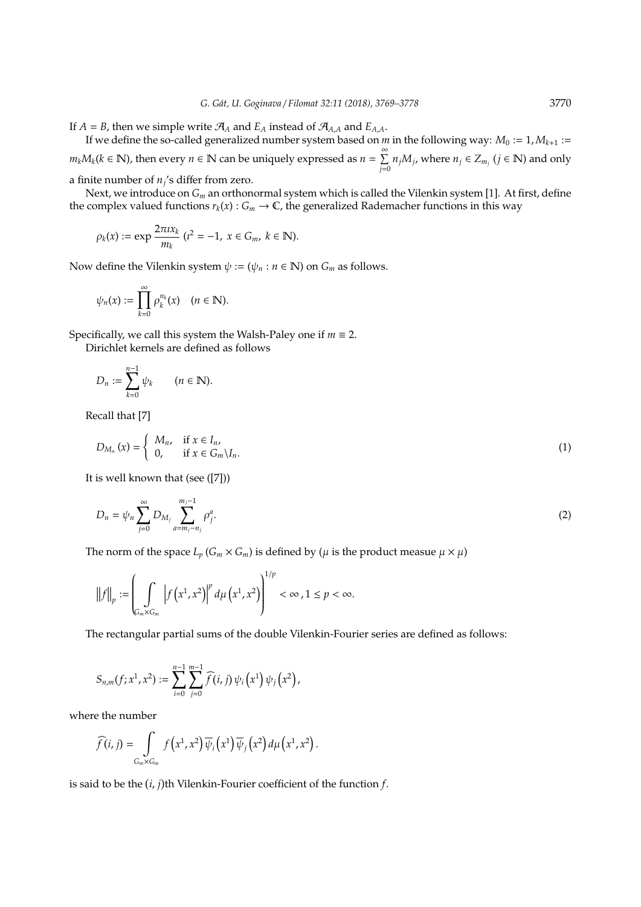If $A = B$, then we simple write $\mathcal{A}_A$ and $E_A$ instead of $\mathcal{A}_{A,A}$ and $E_{A,A}$.

If we define the so-called generalized number system based on $m$ in the following way: $M_0 := 1, M_{k+1} := m_k M_k (k \in \mathbb{N})$, then every $n \in \mathbb{N}$ can be uniquely expressed as $n = \sum_{j=0}^{\infty} n_j M_j$, where $n_j \in Z_{m_j}$ $(j \in \mathbb{N})$ and only a finite number of $n_j$'s differ from zero.

Next, we introduce on $G_m$ an orthonormal system which is called the Vilenkin system [1]. At first, define the complex valued functions $r_k(x) : G_m \to \mathbb{C}$, the generalized Rademacher functions in this way

$$\rho_k(x) := \exp \frac{2\pi \imath x_k}{m_k} \ (\imath^2 = -1, \ x \in G_m, \ k \in \mathbb{N}).$$

Now define the Vilenkin system $\psi := (\psi_n : n \in \mathbb{N})$ on $G_m$ as follows.

$$\psi_n(x) := \prod_{k=0}^{\infty} \rho_k^{n_k}(x) \quad (n \in \mathbb{N}).$$

Specifically, we call this system the Walsh-Paley one if $m \equiv 2$.

Dirichlet kernels are defined as follows

$$D_n := \sum_{k=0}^{n-1} \psi_k \qquad (n \in \mathbb{N}).$$

Recall that [7]

$$D_{M_n}(x) = \begin{cases} M_n, & \text{if } x \in I_n, \\ 0, & \text{if } x \in G_m \backslash I_n. \end{cases} \tag{1}$$

It is well known that (see ([7]))

$$D_n = \psi_n \sum_{j=0}^{\infty} D_{M_j} \sum_{a=m_j-n_j}^{m_j-1} \rho_j^a. \tag{2}$$

The norm of the space $L_p(G_m \times G_m)$ is defined by ($\mu$ is the product measue $\mu \times \mu$)

$$\|f\|_p := \left( \int_{G_m \times G_m} \left| f\left(x^1, x^2\right) \right|^p d\mu\left(x^1, x^2\right) \right)^{1/p} < \infty, 1 \le p < \infty.$$

The rectangular partial sums of the double Vilenkin-Fourier series are defined as follows:

$$S_{n,m}(f; x^1, x^2) := \sum_{i=0}^{n-1} \sum_{j=0}^{m-1} \widehat{f}(i,j) \, \psi_i\left(x^1\right) \psi_j\left(x^2\right),$$

where the number

$$\widehat{f}(i,j) = \int_{G_m \times G_m} f\left(x^1, x^2\right) \overline{\psi}_i\left(x^1\right) \overline{\psi}_j\left(x^2\right) d\mu\left(x^1, x^2\right).$$

is said to be the $(i, j)$th Vilenkin-Fourier coefficient of the function $f$.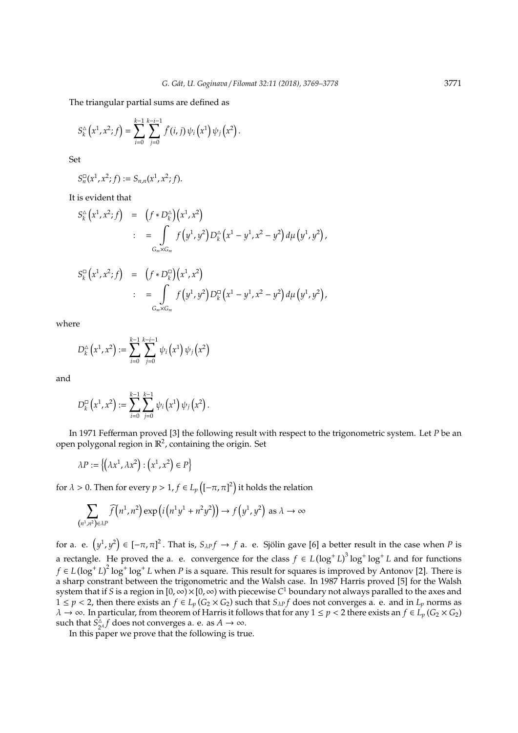The triangular partial sums are defined as

$$S_k^{\triangle}\left(x^1, x^2; f\right) = \sum_{i=0}^{k-1} \sum_{j=0}^{k-i-1} \hat{f}(i,j)\, \psi_i\left(x^1\right) \psi_j\left(x^2\right).$$

Set

$$S_n^{\square}(x^1, x^2; f) := S_{n,n}(x^1, x^2; f).$$

It is evident that

$$\begin{aligned} S_k^{\triangle}\left(x^1, x^2; f\right) &= \left(f * D_k^{\triangle}\right)\left(x^1, x^2\right) \\ &:= \int\limits_{G_m \times G_m} f\left(y^1, y^2\right) D_k^{\triangle}\left(x^1 - y^1, x^2 - y^2\right) d\mu\left(y^1, y^2\right), \end{aligned}$$

$$\begin{aligned} S_k^{\square}\left(x^1, x^2; f\right) &= \left(f * D_k^{\square}\right)\left(x^1, x^2\right) \\ &:= \int\limits_{G_m \times G_m} f\left(y^1, y^2\right) D_k^{\square}\left(x^1 - y^1, x^2 - y^2\right) d\mu\left(y^1, y^2\right), \end{aligned}$$

where

$$D_k^{\triangle}\left(x^1, x^2\right) := \sum_{i=0}^{k-1} \sum_{j=0}^{k-i-1} \psi_i\left(x^1\right) \psi_j\left(x^2\right)$$

and

$$D_k^{\square}\left(x^1, x^2\right) := \sum_{i=0}^{k-1} \sum_{j=0}^{k-1} \psi_i\left(x^1\right) \psi_j\left(x^2\right).$$

In 1971 Fefferman proved [3] the following result with respect to the trigonometric system. Let $P$ be an open polygonal region in $\mathbb{R}^2$, containing the origin. Set

$$\lambda P := \left\{\left(\lambda x^1, \lambda x^2\right) : \left(x^1, x^2\right) \in P\right\}$$

for $\lambda > 0$. Then for every $p > 1$, $f \in L_p\left([-\pi, \pi]^2\right)$ it holds the relation

$$\sum_{\left(n^1, n^2\right) \in \lambda P} \widehat{f}\left(n^1, n^2\right) \exp\left(i\left(n^1 y^1 + n^2 y^2\right)\right) \to f\left(y^1, y^2\right) \text{ as } \lambda \to \infty$$

for a. e. $\left(y^1, y^2\right) \in [-\pi, \pi]^2$. That is, $S_{\lambda P} f \to f$ a. e. Sjölin gave [6] a better result in the case when $P$ is a rectangle. He proved the a. e. convergence for the class $f \in L\left(\log^+ L\right)^3 \log^+ \log^+ L$ and for functions $f \in L\left(\log^+ L\right)^2 \log^+ \log^+ L$ when $P$ is a square. This result for squares is improved by Antonov [2]. There is a sharp constrant between the trigonometric and the Walsh case. In 1987 Harris proved [5] for the Walsh system that if $S$ is a region in $[0, \infty) \times [0, \infty)$ with piecewise $C^1$ boundary not always paralled to the axes and $1 \leq p < 2$, then there exists an $f \in L_p(G_2 \times G_2)$ such that $S_{\lambda P} f$ does not converges a. e. and in $L_p$ norms as $\lambda \to \infty$. In particular, from theorem of Harris it follows that for any $1 \leq p < 2$ there exists an $f \in L_p(G_2 \times G_2)$ such that $S_{2^A}^{\triangle} f$ does not converges a. e. as $A \to \infty$.

In this paper we prove that the following is true.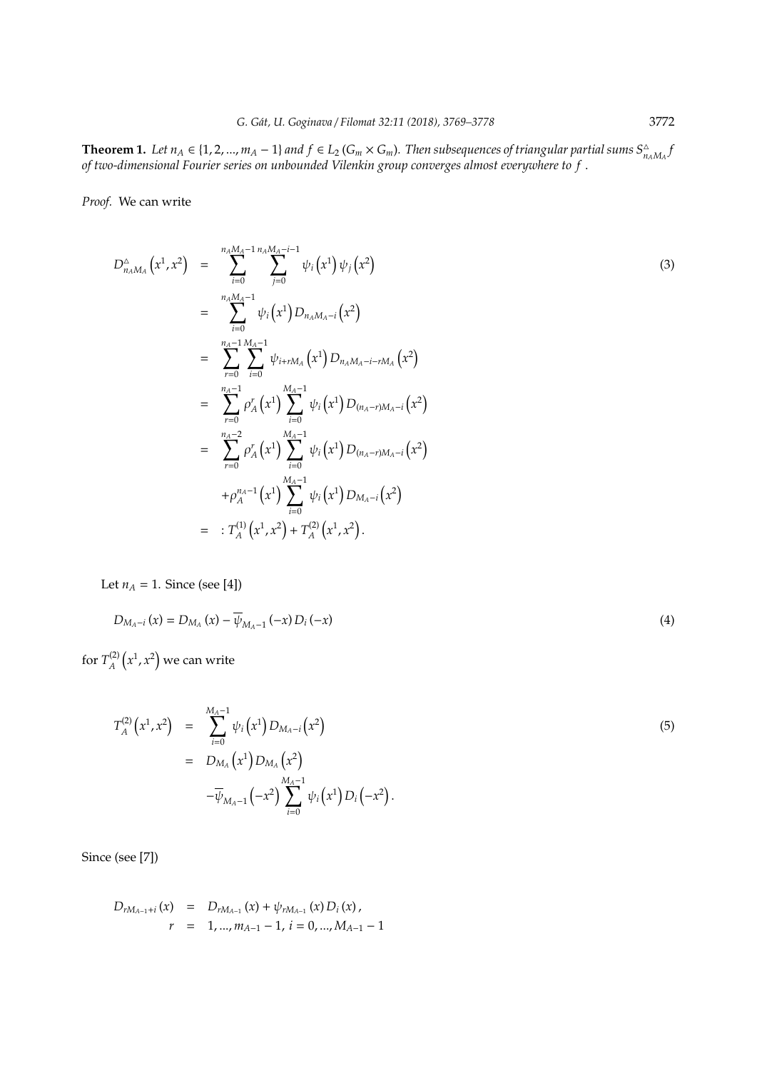**Theorem 1.** *Let $n_A \in \{1, 2, ..., m_A - 1\}$ and $f \in L_2(G_m \times G_m)$. Then subsequences of triangular partial sums $S^{\triangle}_{n_A M_A} f$ of two-dimensional Fourier series on unbounded Vilenkin group converges almost everywhere to $f$.*

*Proof.* We can write

$$
\begin{aligned}
D^{\triangle}_{n_A M_A}\left(x^1, x^2\right) &= \sum_{i=0}^{n_A M_A - 1} \sum_{j=0}^{n_A M_A - i - 1} \psi_i\left(x^1\right)\psi_j\left(x^2\right) \\
&= \sum_{i=0}^{n_A M_A - 1} \psi_i\left(x^1\right) D_{n_A M_A - i}\left(x^2\right) \\
&= \sum_{r=0}^{n_A - 1} \sum_{i=0}^{M_A - 1} \psi_{i + r M_A}\left(x^1\right) D_{n_A M_A - i - r M_A}\left(x^2\right) \\
&= \sum_{r=0}^{n_A - 1} \rho_A^r\left(x^1\right) \sum_{i=0}^{M_A - 1} \psi_i\left(x^1\right) D_{(n_A - r) M_A - i}\left(x^2\right) \\
&= \sum_{r=0}^{n_A - 2} \rho_A^r\left(x^1\right) \sum_{i=0}^{M_A - 1} \psi_i\left(x^1\right) D_{(n_A - r) M_A - i}\left(x^2\right) \\
&\quad + \rho_A^{n_A - 1}\left(x^1\right) \sum_{i=0}^{M_A - 1} \psi_i\left(x^1\right) D_{M_A - i}\left(x^2\right) \\
&= : T_A^{(1)}\left(x^1, x^2\right) + T_A^{(2)}\left(x^1, x^2\right).
\end{aligned}
\tag{3}
$$

Let $n_A = 1$. Since (see [4])

$$
D_{M_A - i}(x) = D_{M_A}(x) - \overline{\psi}_{M_A - 1}(-x) D_i(-x)
\tag{4}
$$

for $T_A^{(2)}\left(x^1, x^2\right)$ we can write

$$
\begin{aligned}
T_A^{(2)}\left(x^1, x^2\right) &= \sum_{i=0}^{M_A - 1} \psi_i\left(x^1\right) D_{M_A - i}\left(x^2\right) \\
&= D_{M_A}\left(x^1\right) D_{M_A}\left(x^2\right) \\
&\quad - \overline{\psi}_{M_A - 1}\left(-x^2\right) \sum_{i=0}^{M_A - 1} \psi_i\left(x^1\right) D_i\left(-x^2\right).
\end{aligned}
\tag{5}
$$

Since (see [7])

$$
\begin{aligned}
D_{r M_{A-1} + i}(x) &= D_{r M_{A-1}}(x) + \psi_{r M_{A-1}}(x) D_i(x), \\
r &= 1, ..., m_{A-1} - 1, \; i = 0, ..., M_{A-1} - 1
\end{aligned}
$$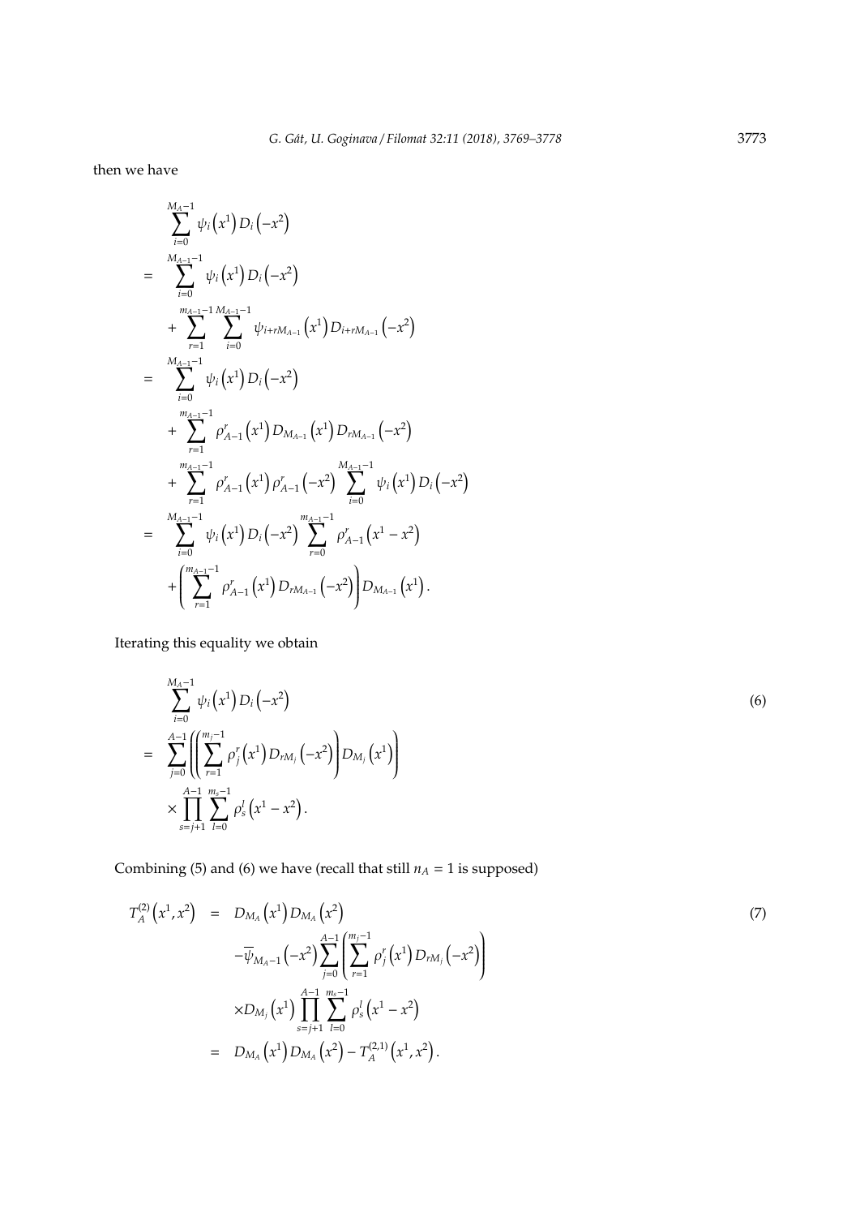then we have

$$
\begin{aligned}
&\sum_{i=0}^{M_A-1} \psi_i\left(x^1\right) D_i\left(-x^2\right) \\
= &\sum_{i=0}^{M_{A-1}-1} \psi_i\left(x^1\right) D_i\left(-x^2\right) \\
&+ \sum_{r=1}^{m_{A-1}-1} \sum_{i=0}^{M_{A-1}-1} \psi_{i+rM_{A-1}}\left(x^1\right) D_{i+rM_{A-1}}\left(-x^2\right) \\
= &\sum_{i=0}^{M_{A-1}-1} \psi_i\left(x^1\right) D_i\left(-x^2\right) \\
&+ \sum_{r=1}^{m_{A-1}-1} \rho_{A-1}^r\left(x^1\right) D_{M_{A-1}}\left(x^1\right) D_{rM_{A-1}}\left(-x^2\right) \\
&+ \sum_{r=1}^{m_{A-1}-1} \rho_{A-1}^r\left(x^1\right) \rho_{A-1}^r\left(-x^2\right) \sum_{i=0}^{M_{A-1}-1} \psi_i\left(x^1\right) D_i\left(-x^2\right) \\
= &\sum_{i=0}^{M_{A-1}-1} \psi_i\left(x^1\right) D_i\left(-x^2\right) \sum_{r=0}^{m_{A-1}-1} \rho_{A-1}^r\left(x^1 - x^2\right) \\
&+ \left(\sum_{r=1}^{m_{A-1}-1} \rho_{A-1}^r\left(x^1\right) D_{rM_{A-1}}\left(-x^2\right)\right) D_{M_{A-1}}\left(x^1\right).
\end{aligned}
$$

Iterating this equality we obtain

$$
\begin{aligned}
&\sum_{i=0}^{M_A-1} \psi_i\left(x^1\right) D_i\left(-x^2\right) \\
= &\sum_{j=0}^{A-1} \left( \left( \sum_{r=1}^{m_j-1} \rho_j^r\left(x^1\right) D_{rM_j}\left(-x^2\right) \right) D_{M_j}\left(x^1\right) \right) \\
&\times \prod_{s=j+1}^{A-1} \sum_{l=0}^{m_s-1} \rho_s^l\left(x^1 - x^2\right).
\end{aligned}
\tag{6}
$$

Combining (5) and (6) we have (recall that still $n_A = 1$ is supposed)

$$
\begin{aligned}
T_A^{(2)}\left(x^1, x^2\right) &= D_{M_A}\left(x^1\right) D_{M_A}\left(x^2\right) \\
&\quad - \overline{\psi}_{M_A-1}\left(-x^2\right) \sum_{j=0}^{A-1} \left( \sum_{r=1}^{m_j-1} \rho_j^r\left(x^1\right) D_{rM_j}\left(-x^2\right) \right) \\
&\quad \times D_{M_j}\left(x^1\right) \prod_{s=j+1}^{A-1} \sum_{l=0}^{m_s-1} \rho_s^l\left(x^1 - x^2\right) \\
&= D_{M_A}\left(x^1\right) D_{M_A}\left(x^2\right) - T_A^{(2,1)}\left(x^1, x^2\right).
\end{aligned}
\tag{7}
$$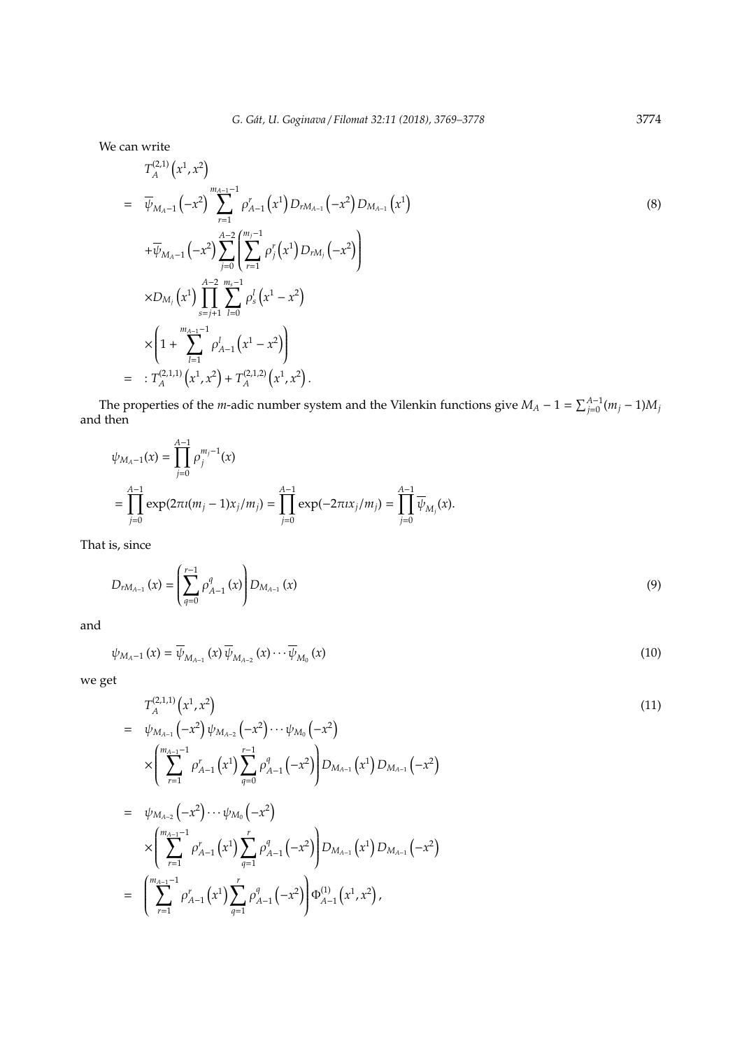We can write

$$
\begin{aligned}
& T_A^{(2,1)}\left(x^1,x^2\right) \\
= & \ \overline{\psi}_{M_A-1}\left(-x^2\right)\sum_{r=1}^{m_{A-1}-1}\rho_{A-1}^r\left(x^1\right)D_{rM_{A-1}}\left(-x^2\right)D_{M_{A-1}}\left(x^1\right) \\
& +\overline{\psi}_{M_A-1}\left(-x^2\right)\sum_{j=0}^{A-2}\left(\sum_{r=1}^{m_j-1}\rho_j^r\left(x^1\right)D_{rM_j}\left(-x^2\right)\right) \\
& \times D_{M_j}\left(x^1\right)\prod_{s=j+1}^{A-2}\sum_{l=0}^{m_s-1}\rho_s^l\left(x^1-x^2\right) \\
& \times\left(1+\sum_{l=1}^{m_{A-1}-1}\rho_{A-1}^l\left(x^1-x^2\right)\right) \\
= & \ :T_A^{(2,1,1)}\left(x^1,x^2\right)+T_A^{(2,1,2)}\left(x^1,x^2\right).
\end{aligned}
\tag{8}
$$

The properties of the $m$-adic number system and the Vilenkin functions give $M_A-1=\sum_{j=0}^{A-1}(m_j-1)M_j$ and then

$$
\begin{aligned}
& \psi_{M_A-1}(x)=\prod_{j=0}^{A-1}\rho_j^{m_j-1}(x) \\
& =\prod_{j=0}^{A-1}\exp(2\pi\imath(m_j-1)x_j/m_j)=\prod_{j=0}^{A-1}\exp(-2\pi\imath x_j/m_j)=\prod_{j=0}^{A-1}\overline{\psi}_{M_j}(x).
\end{aligned}
$$

That is, since

$$
D_{rM_{A-1}}(x)=\left(\sum_{q=0}^{r-1}\rho_{A-1}^q(x)\right)D_{M_{A-1}}(x)
\tag{9}
$$

and

$$
\psi_{M_A-1}(x)=\overline{\psi}_{M_{A-1}}(x)\,\overline{\psi}_{M_{A-2}}(x)\cdots\overline{\psi}_{M_0}(x)
\tag{10}
$$

we get

$$
\begin{aligned}
& T_A^{(2,1,1)}\left(x^1,x^2\right) \\
= & \ \psi_{M_{A-1}}\left(-x^2\right)\psi_{M_{A-2}}\left(-x^2\right)\cdots\psi_{M_0}\left(-x^2\right) \\
& \times\left(\sum_{r=1}^{m_{A-1}-1}\rho_{A-1}^r\left(x^1\right)\sum_{q=0}^{r-1}\rho_{A-1}^q\left(-x^2\right)\right)D_{M_{A-1}}\left(x^1\right)D_{M_{A-1}}\left(-x^2\right) \\
= & \ \psi_{M_{A-2}}\left(-x^2\right)\cdots\psi_{M_0}\left(-x^2\right) \\
& \times\left(\sum_{r=1}^{m_{A-1}-1}\rho_{A-1}^r\left(x^1\right)\sum_{q=1}^{r}\rho_{A-1}^q\left(-x^2\right)\right)D_{M_{A-1}}\left(x^1\right)D_{M_{A-1}}\left(-x^2\right) \\
= & \ \left(\sum_{r=1}^{m_{A-1}-1}\rho_{A-1}^r\left(x^1\right)\sum_{q=1}^{r}\rho_{A-1}^q\left(-x^2\right)\right)\Phi_{A-1}^{(1)}\left(x^1,x^2\right),
\end{aligned}
\tag{11}
$$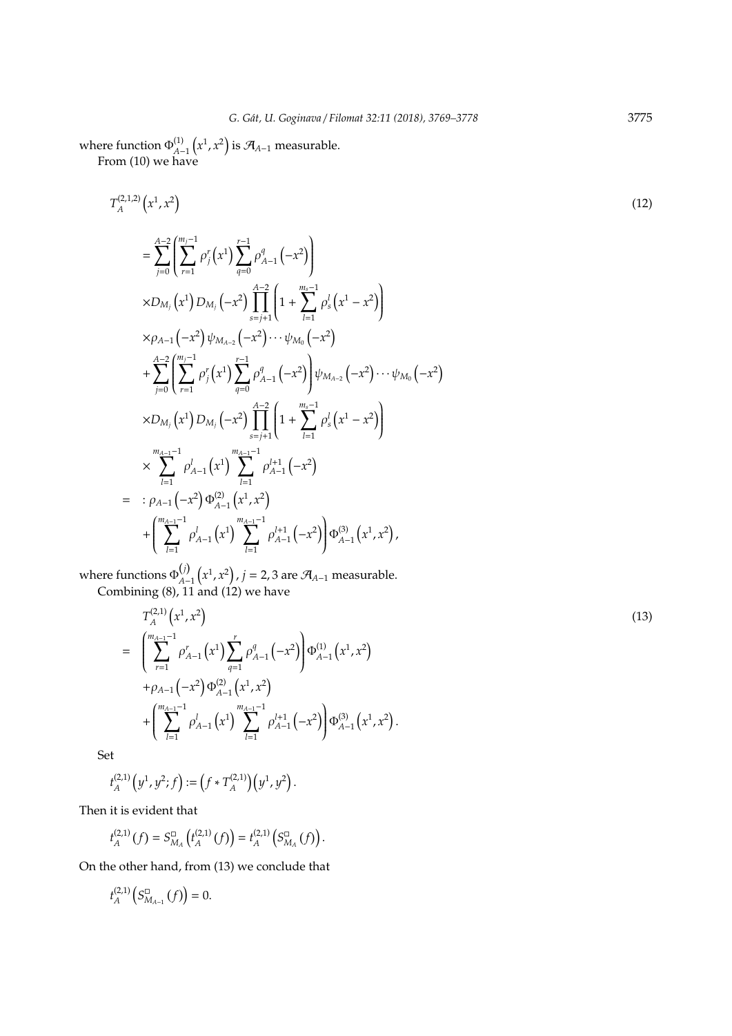where function $\Phi_{A-1}^{(1)}\left(x^1, x^2\right)$ is $\mathcal{A}_{A-1}$ measurable.

From (10) we have

$$
\begin{aligned}
& T_A^{(2,1,2)}\left(x^1, x^2\right) \qquad (12) \\
&= \sum_{j=0}^{A-2}\left(\sum_{r=1}^{m_j-1} \rho_j^r\left(x^1\right) \sum_{q=0}^{r-1} \rho_{A-1}^q\left(-x^2\right)\right) \\
&\times D_{M_j}\left(x^1\right) D_{M_j}\left(-x^2\right) \prod_{s=j+1}^{A-2}\left(1+\sum_{l=1}^{m_s-1} \rho_s^l\left(x^1-x^2\right)\right) \\
&\times \rho_{A-1}\left(-x^2\right) \psi_{M_{A-2}}\left(-x^2\right) \cdots \psi_{M_0}\left(-x^2\right) \\
&+\sum_{j=0}^{A-2}\left(\sum_{r=1}^{m_j-1} \rho_j^r\left(x^1\right) \sum_{q=0}^{r-1} \rho_{A-1}^q\left(-x^2\right)\right) \psi_{M_{A-2}}\left(-x^2\right) \cdots \psi_{M_0}\left(-x^2\right) \\
&\times D_{M_j}\left(x^1\right) D_{M_j}\left(-x^2\right) \prod_{s=j+1}^{A-2}\left(1+\sum_{l=1}^{m_s-1} \rho_s^l\left(x^1-x^2\right)\right) \\
&\times \sum_{l=1}^{m_{A-1}-1} \rho_{A-1}^l\left(x^1\right) \sum_{l=1}^{m_{A-1}-1} \rho_{A-1}^{l+1}\left(-x^2\right) \\
&= : \rho_{A-1}\left(-x^2\right) \Phi_{A-1}^{(2)}\left(x^1, x^2\right) \\
&+\left(\sum_{l=1}^{m_{A-1}-1} \rho_{A-1}^l\left(x^1\right) \sum_{l=1}^{m_{A-1}-1} \rho_{A-1}^{l+1}\left(-x^2\right)\right) \Phi_{A-1}^{(3)}\left(x^1, x^2\right),
\end{aligned}
$$

where functions $\Phi_{A-1}^{(j)}\left(x^1, x^2\right)$, $j=2,3$ are $\mathcal{A}_{A-1}$ measurable.

Combining (8), 11 and (12) we have

$$
\begin{aligned}
& T_A^{(2,1)}\left(x^1, x^2\right) \qquad (13) \\
= & \left(\sum_{r=1}^{m_{A-1}-1} \rho_{A-1}^r\left(x^1\right) \sum_{q=1}^r \rho_{A-1}^q\left(-x^2\right)\right) \Phi_{A-1}^{(1)}\left(x^1, x^2\right) \\
& +\rho_{A-1}\left(-x^2\right) \Phi_{A-1}^{(2)}\left(x^1, x^2\right) \\
& +\left(\sum_{l=1}^{m_{A-1}-1} \rho_{A-1}^l\left(x^1\right) \sum_{l=1}^{m_{A-1}-1} \rho_{A-1}^{l+1}\left(-x^2\right)\right) \Phi_{A-1}^{(3)}\left(x^1, x^2\right).
\end{aligned}
$$

Set

$$t_A^{(2,1)}\left(y^1, y^2 ; f\right):=\left(f * T_A^{(2,1)}\right)\left(y^1, y^2\right).$$

Then it is evident that

$$t_A^{(2,1)}(f)=S_{M_A}^{\square}\left(t_A^{(2,1)}(f)\right)=t_A^{(2,1)}\left(S_{M_A}^{\square}(f)\right).$$

On the other hand, from (13) we conclude that

$$t_A^{(2,1)}\left(S_{M_{A-1}}^{\square}(f)\right)=0.$$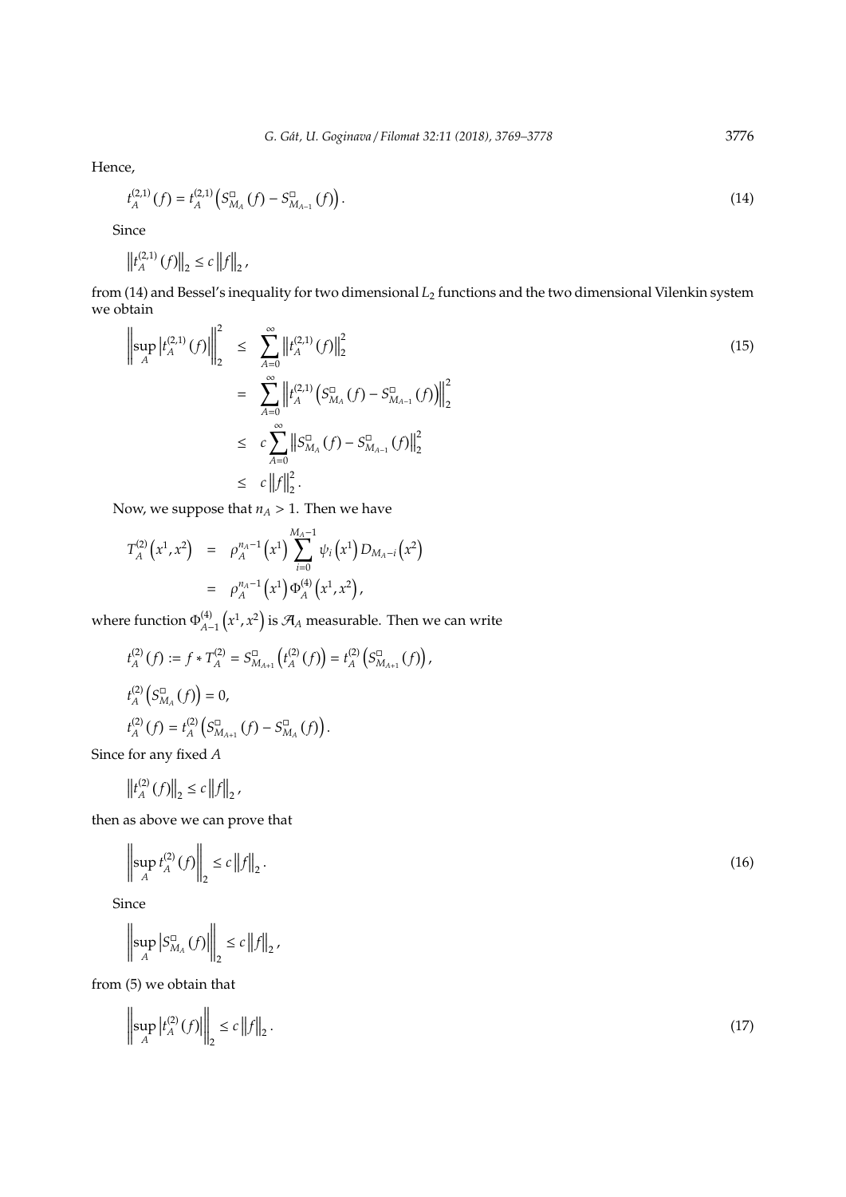Hence,

$$t_A^{(2,1)}(f) = t_A^{(2,1)}\left(S_{M_A}^{\square}(f) - S_{M_{A-1}}^{\square}(f)\right). \tag{14}$$

Since

$$\left\|t_A^{(2,1)}(f)\right\|_2 \leq c\left\|f\right\|_2,$$

from (14) and Bessel's inequality for two dimensional $L_2$ functions and the two dimensional Vilenkin system we obtain

$$\begin{aligned}
\left\|\sup_A \left|t_A^{(2,1)}(f)\right|\right\|_2^2 &\leq \sum_{A=0}^{\infty}\left\|t_A^{(2,1)}(f)\right\|_2^2 \\
&= \sum_{A=0}^{\infty}\left\|t_A^{(2,1)}\left(S_{M_A}^{\square}(f) - S_{M_{A-1}}^{\square}(f)\right)\right\|_2^2 \\
&\leq c\sum_{A=0}^{\infty}\left\|S_{M_A}^{\square}(f) - S_{M_{A-1}}^{\square}(f)\right\|_2^2 \\
&\leq c\left\|f\right\|_2^2.
\end{aligned} \tag{15}$$

Now, we suppose that $n_A > 1$. Then we have

$$\begin{aligned}
T_A^{(2)}\left(x^1, x^2\right) &= \rho_A^{n_A - 1}\left(x^1\right)\sum_{i=0}^{M_A - 1}\psi_i\left(x^1\right) D_{M_A - i}\left(x^2\right) \\
&= \rho_A^{n_A - 1}\left(x^1\right)\Phi_A^{(4)}\left(x^1, x^2\right),
\end{aligned}$$

where function $\Phi_{A-1}^{(4)}\left(x^1, x^2\right)$ is $\mathcal{A}_A$ measurable. Then we can write

$$t_A^{(2)}(f) := f * T_A^{(2)} = S_{M_{A+1}}^{\square}\left(t_A^{(2)}(f)\right) = t_A^{(2)}\left(S_{M_{A+1}}^{\square}(f)\right),$$

$$t_A^{(2)}\left(S_{M_A}^{\square}(f)\right) = 0,$$

$$t_A^{(2)}(f) = t_A^{(2)}\left(S_{M_{A+1}}^{\square}(f) - S_{M_A}^{\square}(f)\right).$$

Since for any fixed $A$

$$\left\|t_A^{(2)}(f)\right\|_2 \leq c\left\|f\right\|_2,$$

then as above we can prove that

$$\left\|\sup_A t_A^{(2)}(f)\right\|_2 \leq c\left\|f\right\|_2. \tag{16}$$

Since

$$\left\|\sup_A \left|S_{M_A}^{\square}(f)\right|\right\|_2 \leq c\left\|f\right\|_2,$$

from (5) we obtain that

$$\left\|\sup_A \left|t_A^{(2)}(f)\right|\right\|_2 \leq c\left\|f\right\|_2. \tag{17}$$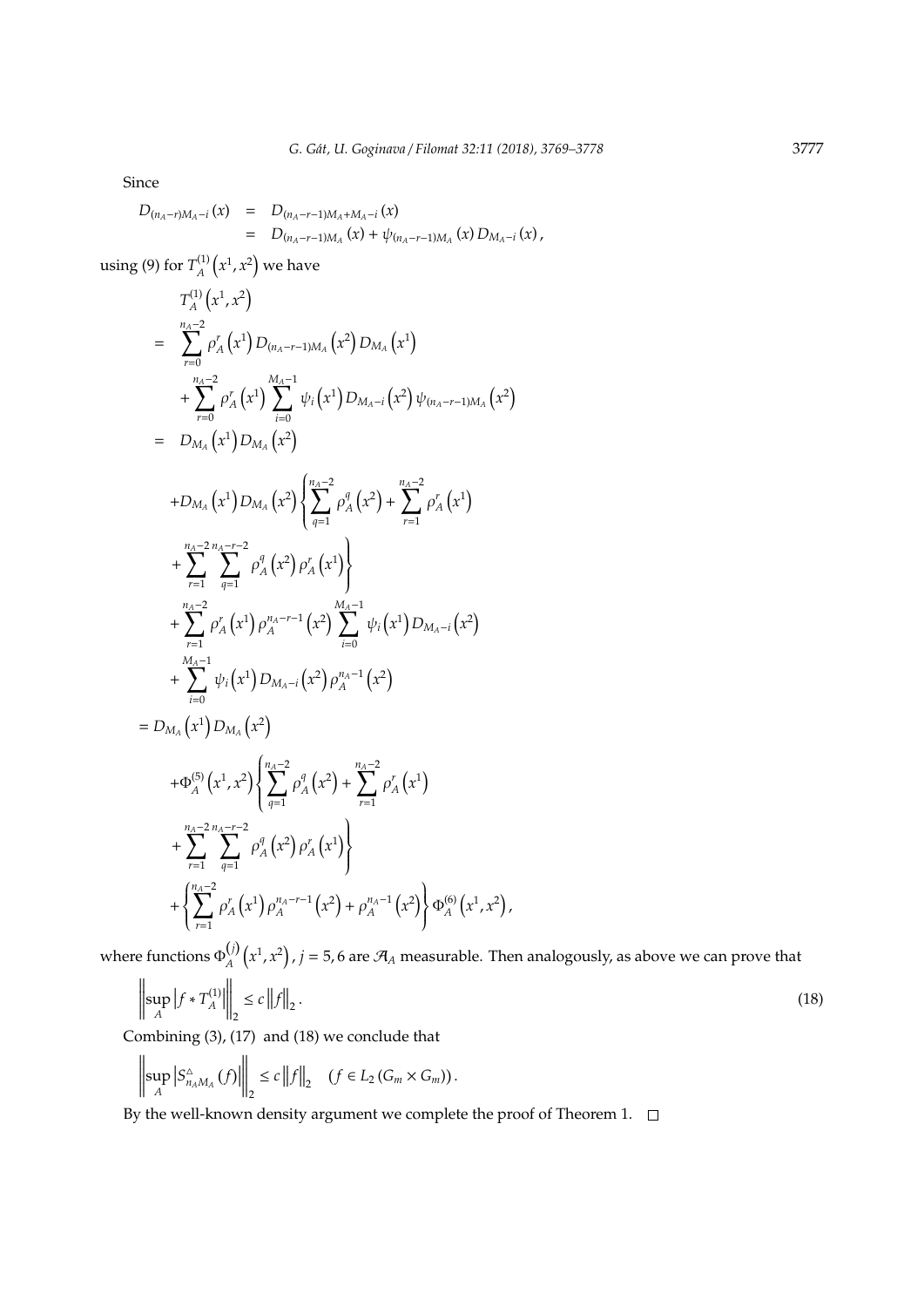Since

$$
\begin{aligned}
D_{(n_A-r)M_A-i}(x) &= D_{(n_A-r-1)M_A+M_A-i}(x) \\
&= D_{(n_A-r-1)M_A}(x) + \psi_{(n_A-r-1)M_A}(x) D_{M_A-i}(x),
\end{aligned}
$$

using (9) for $T_A^{(1)}\left(x^1, x^2\right)$ we have

$$
\begin{aligned}
& T_A^{(1)}\left(x^1, x^2\right) \\
= & \sum_{r=0}^{n_A-2} \rho_A^r\left(x^1\right) D_{(n_A-r-1)M_A}\left(x^2\right) D_{M_A}\left(x^1\right) \\
& + \sum_{r=0}^{n_A-2} \rho_A^r\left(x^1\right) \sum_{i=0}^{M_A-1} \psi_i\left(x^1\right) D_{M_A-i}\left(x^2\right) \psi_{(n_A-r-1)M_A}\left(x^2\right) \\
= & D_{M_A}\left(x^1\right) D_{M_A}\left(x^2\right) \\
& + D_{M_A}\left(x^1\right) D_{M_A}\left(x^2\right) \left\{ \sum_{q=1}^{n_A-2} \rho_A^q\left(x^2\right) + \sum_{r=1}^{n_A-2} \rho_A^r\left(x^1\right) \right. \\
& \left. + \sum_{r=1}^{n_A-2} \sum_{q=1}^{n_A-r-2} \rho_A^q\left(x^2\right) \rho_A^r\left(x^1\right) \right\} \\
& + \sum_{r=1}^{n_A-2} \rho_A^r\left(x^1\right) \rho_A^{n_A-r-1}\left(x^2\right) \sum_{i=0}^{M_A-1} \psi_i\left(x^1\right) D_{M_A-i}\left(x^2\right) \\
& + \sum_{i=0}^{M_A-1} \psi_i\left(x^1\right) D_{M_A-i}\left(x^2\right) \rho_A^{n_A-1}\left(x^2\right) \\
= & D_{M_A}\left(x^1\right) D_{M_A}\left(x^2\right) \\
& + \Phi_A^{(5)}\left(x^1, x^2\right) \left\{ \sum_{q=1}^{n_A-2} \rho_A^q\left(x^2\right) + \sum_{r=1}^{n_A-2} \rho_A^r\left(x^1\right) \right. \\
& \left. + \sum_{r=1}^{n_A-2} \sum_{q=1}^{n_A-r-2} \rho_A^q\left(x^2\right) \rho_A^r\left(x^1\right) \right\} \\
& + \left\{ \sum_{r=1}^{n_A-2} \rho_A^r\left(x^1\right) \rho_A^{n_A-r-1}\left(x^2\right) + \rho_A^{n_A-1}\left(x^2\right) \right\} \Phi_A^{(6)}\left(x^1, x^2\right),
\end{aligned}
$$

where functions $\Phi_A^{(j)}\left(x^1, x^2\right)$, $j = 5, 6$ are $\mathcal{A}_A$ measurable. Then analogously, as above we can prove that

$$
\left\| \sup_A \left| f * T_A^{(1)} \right| \right\|_2 \leq c \left\| f \right\|_2 . \tag{18}
$$

Combining (3), (17) and (18) we conclude that

$$
\left\| \sup_A \left| S_{n_A M_A}^{\triangle}(f) \right| \right\|_2 \leq c \left\| f \right\|_2 \quad \left( f \in L_2\left(G_m \times G_m\right) \right).
$$

By the well-known density argument we complete the proof of Theorem 1. □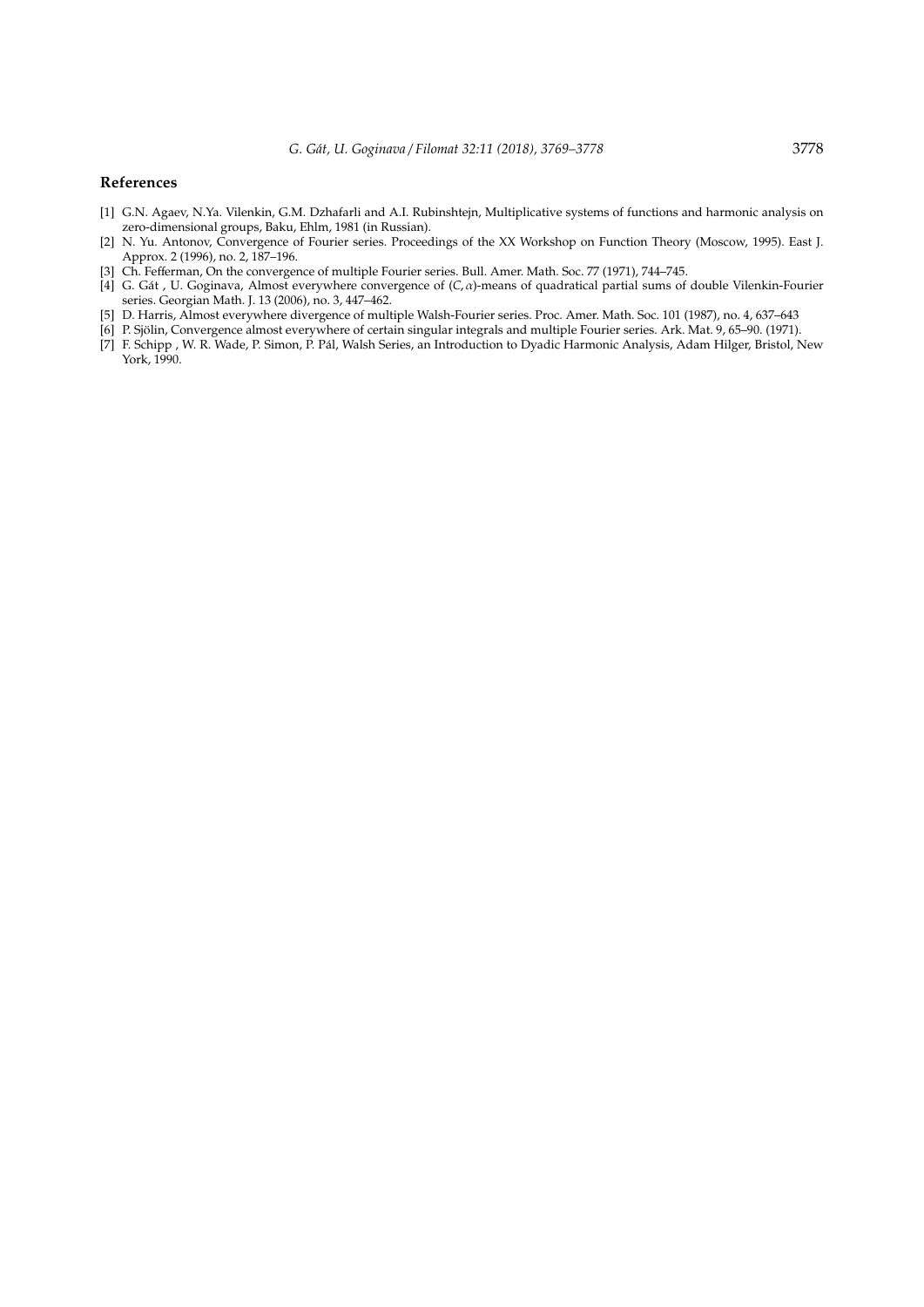## References

[1] G.N. Agaev, N.Ya. Vilenkin, G.M. Dzhafarli and A.I. Rubinshtejn, Multiplicative systems of functions and harmonic analysis on zero-dimensional groups, Baku, Ehlm, 1981 (in Russian).

[2] N. Yu. Antonov, Convergence of Fourier series. Proceedings of the XX Workshop on Function Theory (Moscow, 1995). East J. Approx. 2 (1996), no. 2, 187–196.

[3] Ch. Fefferman, On the convergence of multiple Fourier series. Bull. Amer. Math. Soc. 77 (1971), 744–745.

[4] G. Gát , U. Goginava, Almost everywhere convergence of $(C, \alpha)$-means of quadratical partial sums of double Vilenkin-Fourier series. Georgian Math. J. 13 (2006), no. 3, 447–462.

[5] D. Harris, Almost everywhere divergence of multiple Walsh-Fourier series. Proc. Amer. Math. Soc. 101 (1987), no. 4, 637–643

[6] P. Sjölin, Convergence almost everywhere of certain singular integrals and multiple Fourier series. Ark. Mat. 9, 65–90. (1971).

[7] F. Schipp , W. R. Wade, P. Simon, P. Pál, Walsh Series, an Introduction to Dyadic Harmonic Analysis, Adam Hilger, Bristol, New York, 1990.